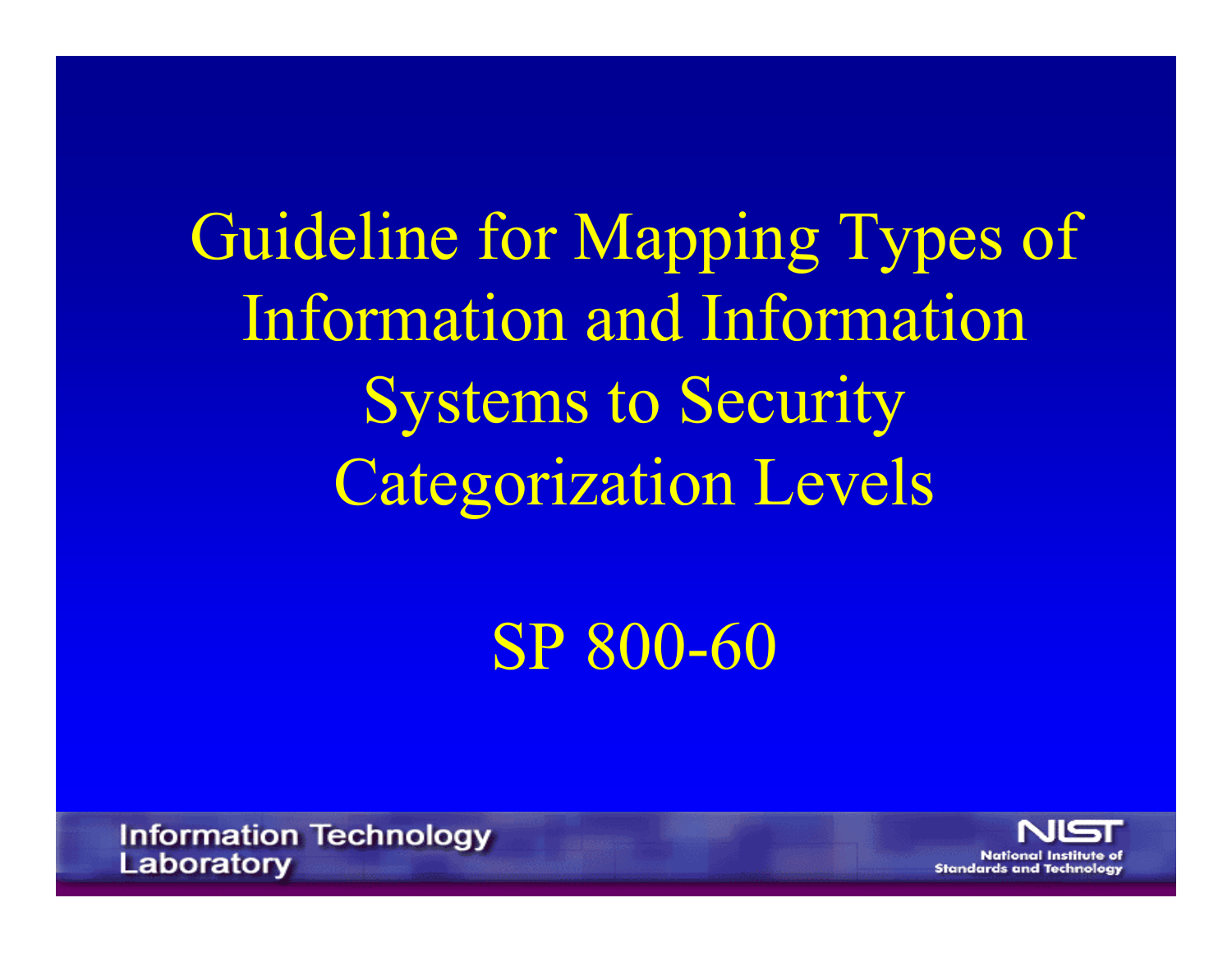# Guideline for Mapping Types of Information and Information Systems to Security Categorization Levels

## SP 800-60

Information Technology Laboratory

NIST National Institute of Standards and Technology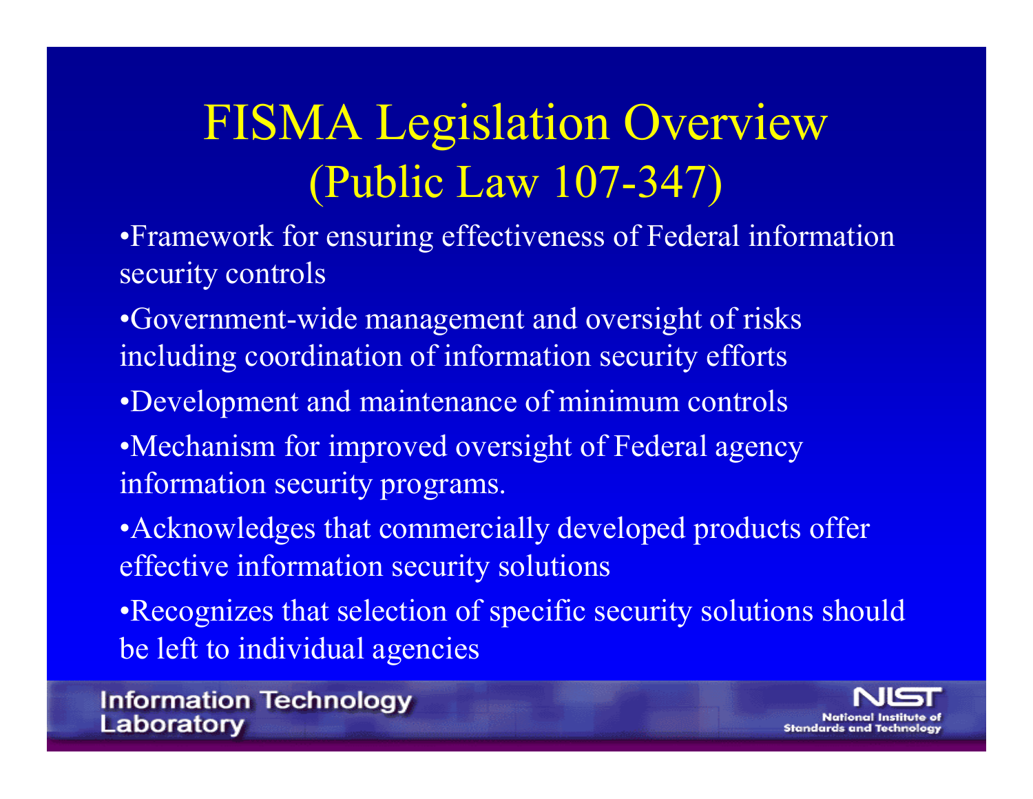# FISMA Legislation Overview (Public Law 107-347)

- Framework for ensuring effectiveness of Federal information security controls
- Government-wide management and oversight of risks including coordination of information security efforts
- Development and maintenance of minimum controls
- Mechanism for improved oversight of Federal agency information security programs.
- Acknowledges that commercially developed products offer effective information security solutions
- Recognizes that selection of specific security solutions should be left to individual agencies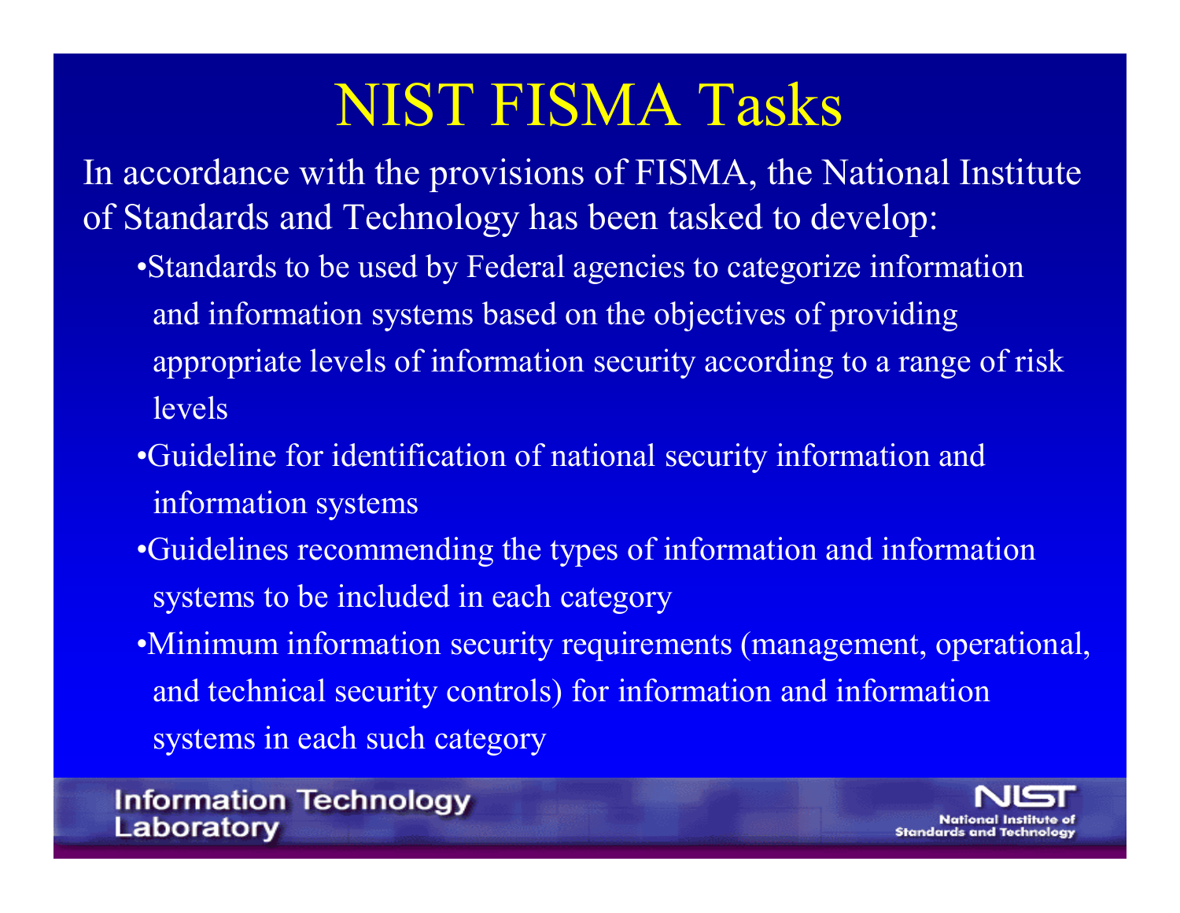# NIST FISMA Tasks

In accordance with the provisions of FISMA, the National Institute of Standards and Technology has been tasked to develop:

- Standards to be used by Federal agencies to categorize information and information systems based on the objectives of providing appropriate levels of information security according to a range of risk levels
- Guideline for identification of national security information and information systems
- Guidelines recommending the types of information and information systems to be included in each category
- Minimum information security requirements (management, operational, and technical security controls) for information and information systems in each such category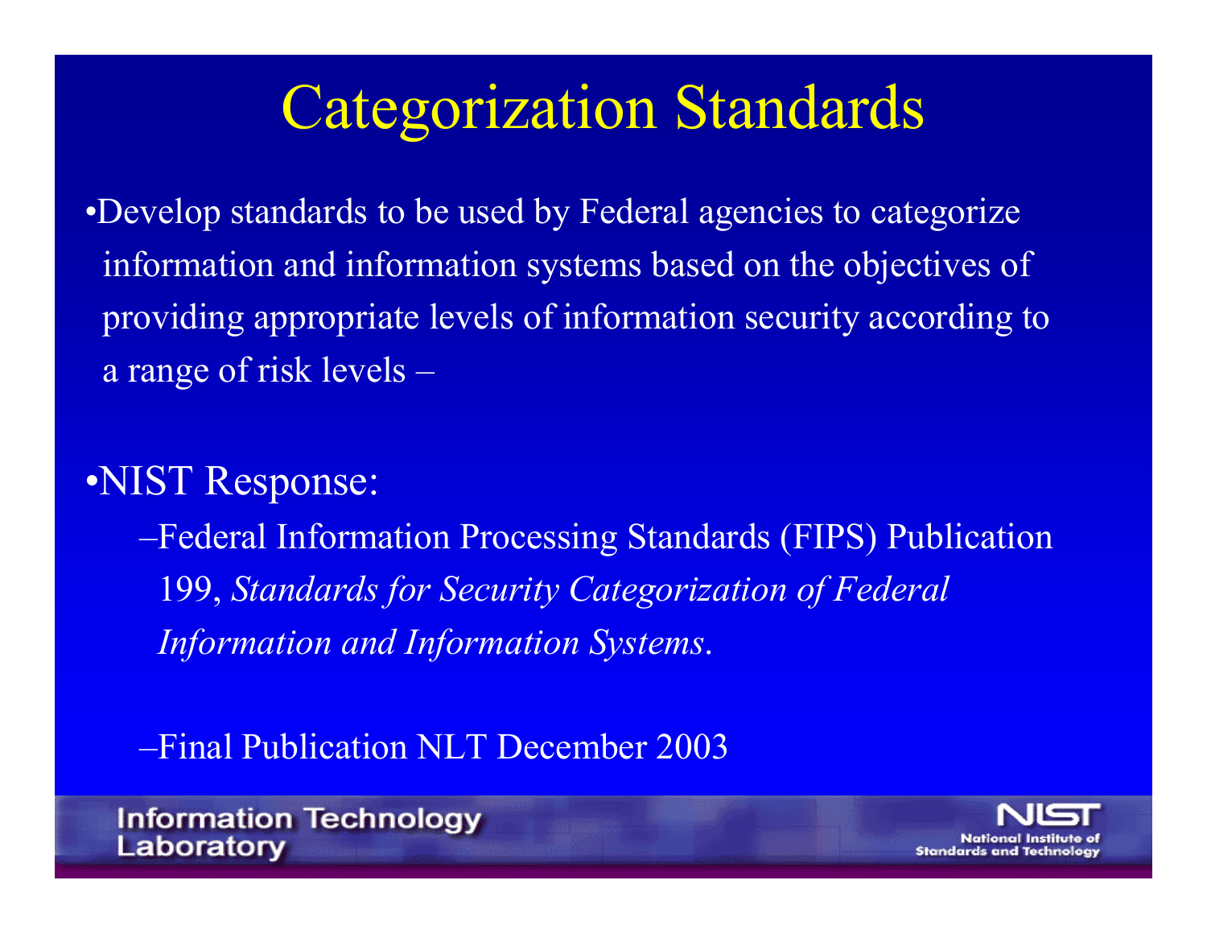# Categorization Standards

- Develop standards to be used by Federal agencies to categorize information and information systems based on the objectives of providing appropriate levels of information security according to a range of risk levels –

- NIST Response:
  - Federal Information Processing Standards (FIPS) Publication 199, *Standards for Security Categorization of Federal Information and Information Systems*.
  - Final Publication NLT December 2003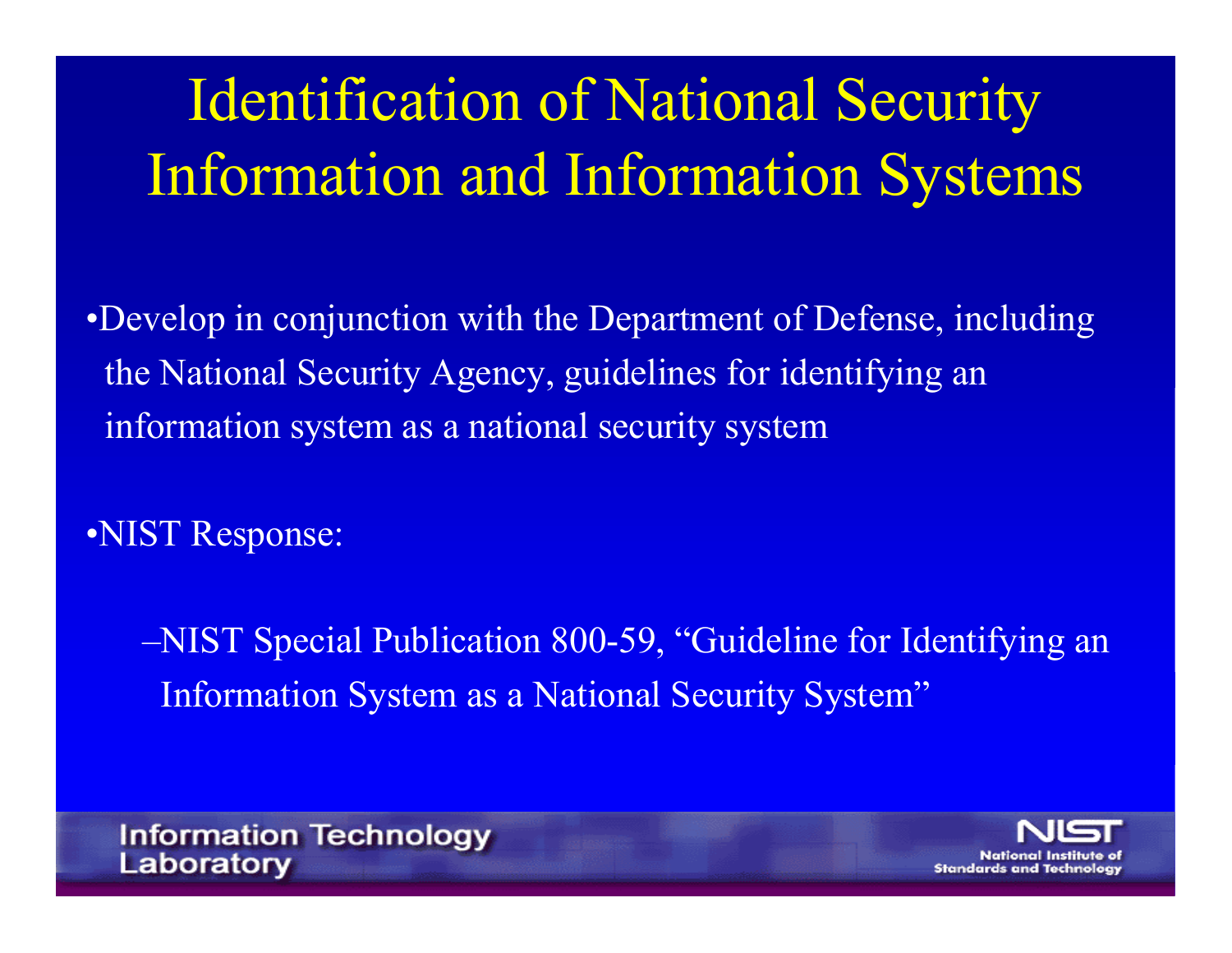# Identification of National Security Information and Information Systems

- Develop in conjunction with the Department of Defense, including the National Security Agency, guidelines for identifying an information system as a national security system

- NIST Response:

  – NIST Special Publication 800-59, "Guideline for Identifying an Information System as a National Security System"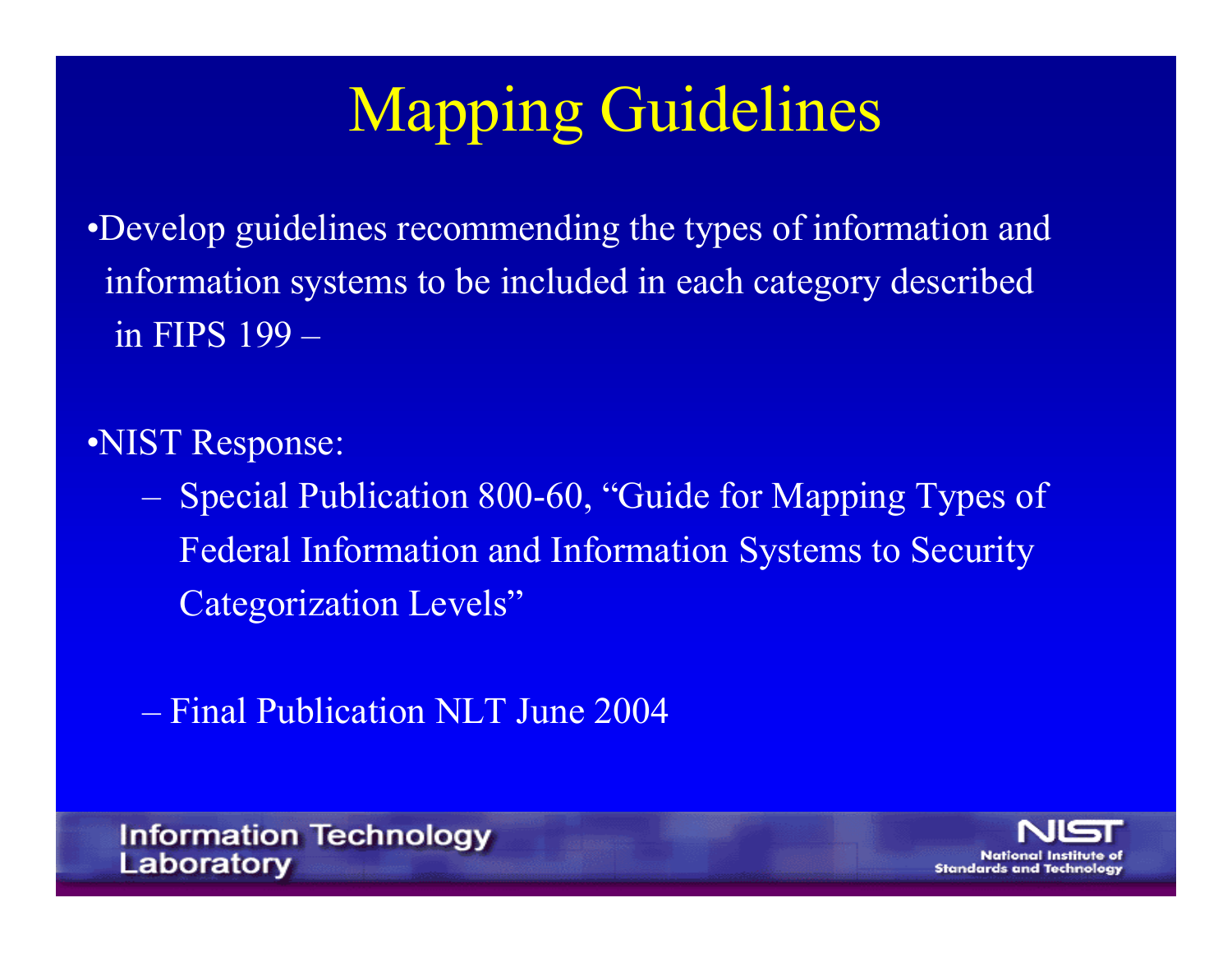# Mapping Guidelines

- Develop guidelines recommending the types of information and information systems to be included in each category described in FIPS 199 –

- NIST Response:
  - Special Publication 800-60, "Guide for Mapping Types of Federal Information and Information Systems to Security Categorization Levels"

  - Final Publication NLT June 2004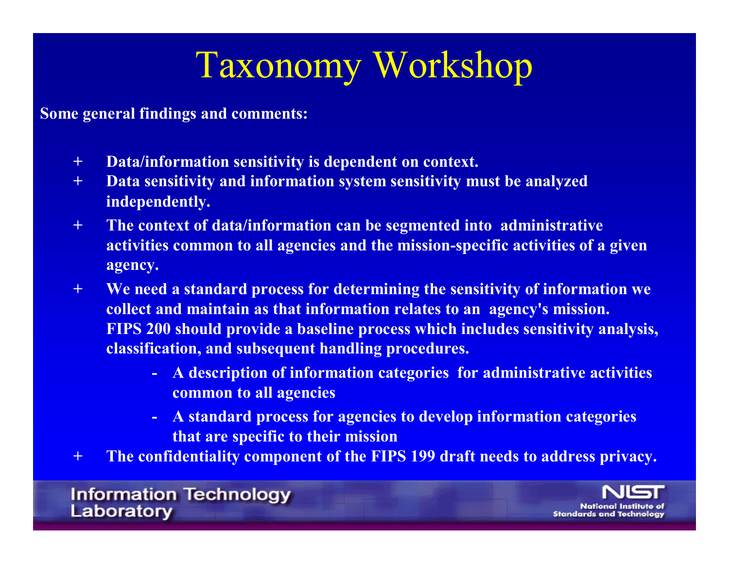# Taxonomy Workshop

**Some general findings and comments:**

- **Data/information sensitivity is dependent on context.**
- **Data sensitivity and information system sensitivity must be analyzed independently.**
- **The context of data/information can be segmented into administrative activities common to all agencies and the mission-specific activities of a given agency.**
- **We need a standard process for determining the sensitivity of information we collect and maintain as that information relates to an agency's mission. FIPS 200 should provide a baseline process which includes sensitivity analysis, classification, and subsequent handling procedures.**
  - **A description of information categories for administrative activities common to all agencies**
  - **A standard process for agencies to develop information categories that are specific to their mission**
- **The confidentiality component of the FIPS 199 draft needs to address privacy.**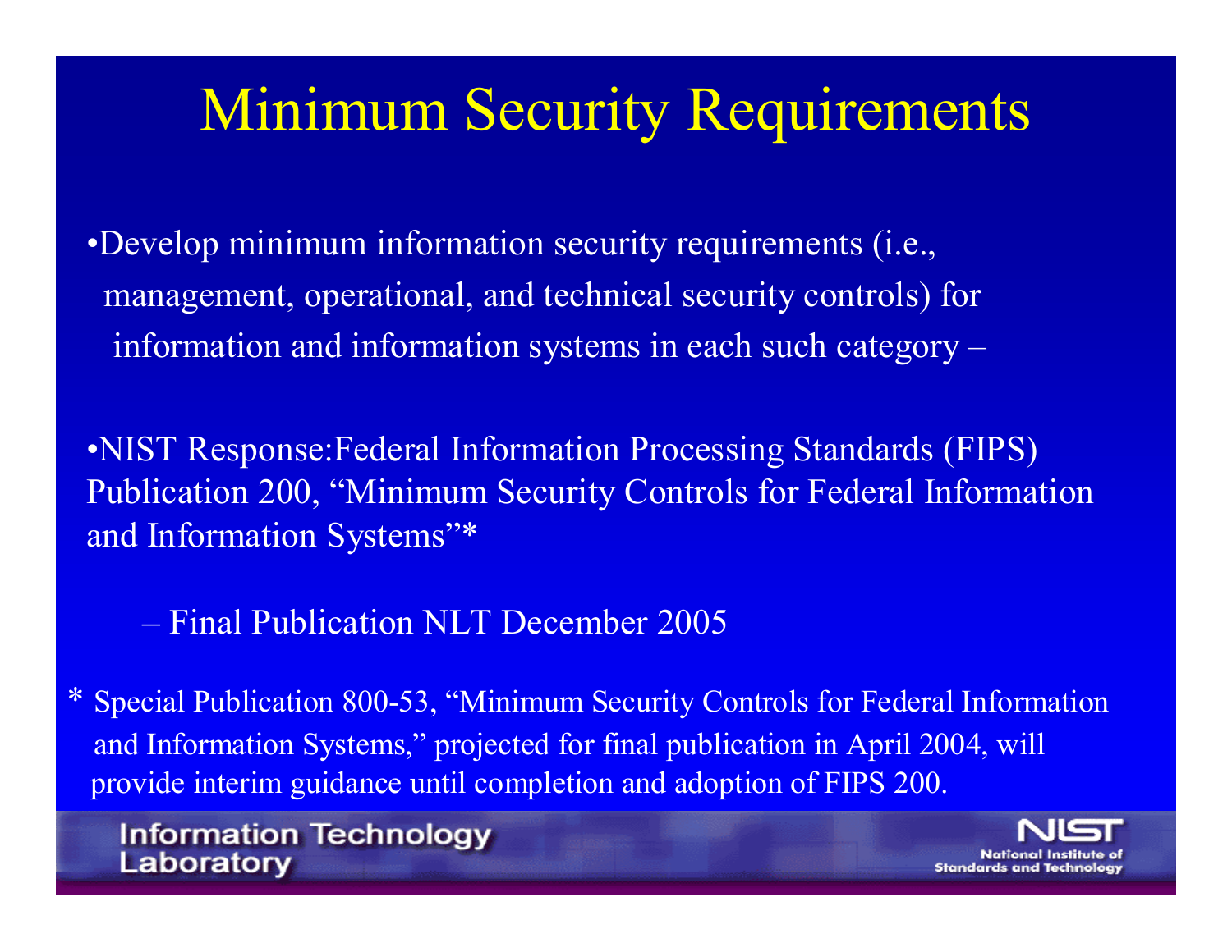# Minimum Security Requirements

- Develop minimum information security requirements (i.e., management, operational, and technical security controls) for information and information systems in each such category –

- NIST Response:Federal Information Processing Standards (FIPS) Publication 200, "Minimum Security Controls for Federal Information and Information Systems"*

  – Final Publication NLT December 2005

* Special Publication 800-53, "Minimum Security Controls for Federal Information and Information Systems," projected for final publication in April 2004, will provide interim guidance until completion and adoption of FIPS 200.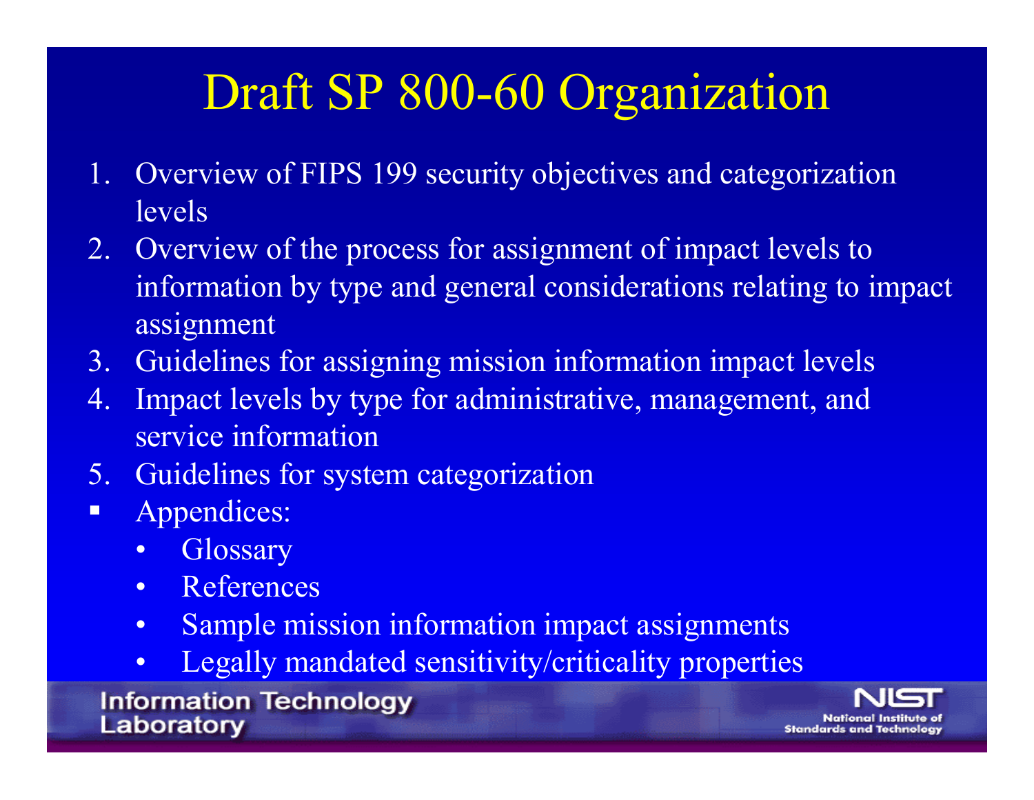# Draft SP 800-60 Organization

1. Overview of FIPS 199 security objectives and categorization levels
2. Overview of the process for assignment of impact levels to information by type and general considerations relating to impact assignment
3. Guidelines for assigning mission information impact levels
4. Impact levels by type for administrative, management, and service information
5. Guidelines for system categorization

- Appendices:
  - Glossary
  - References
  - Sample mission information impact assignments
  - Legally mandated sensitivity/criticality properties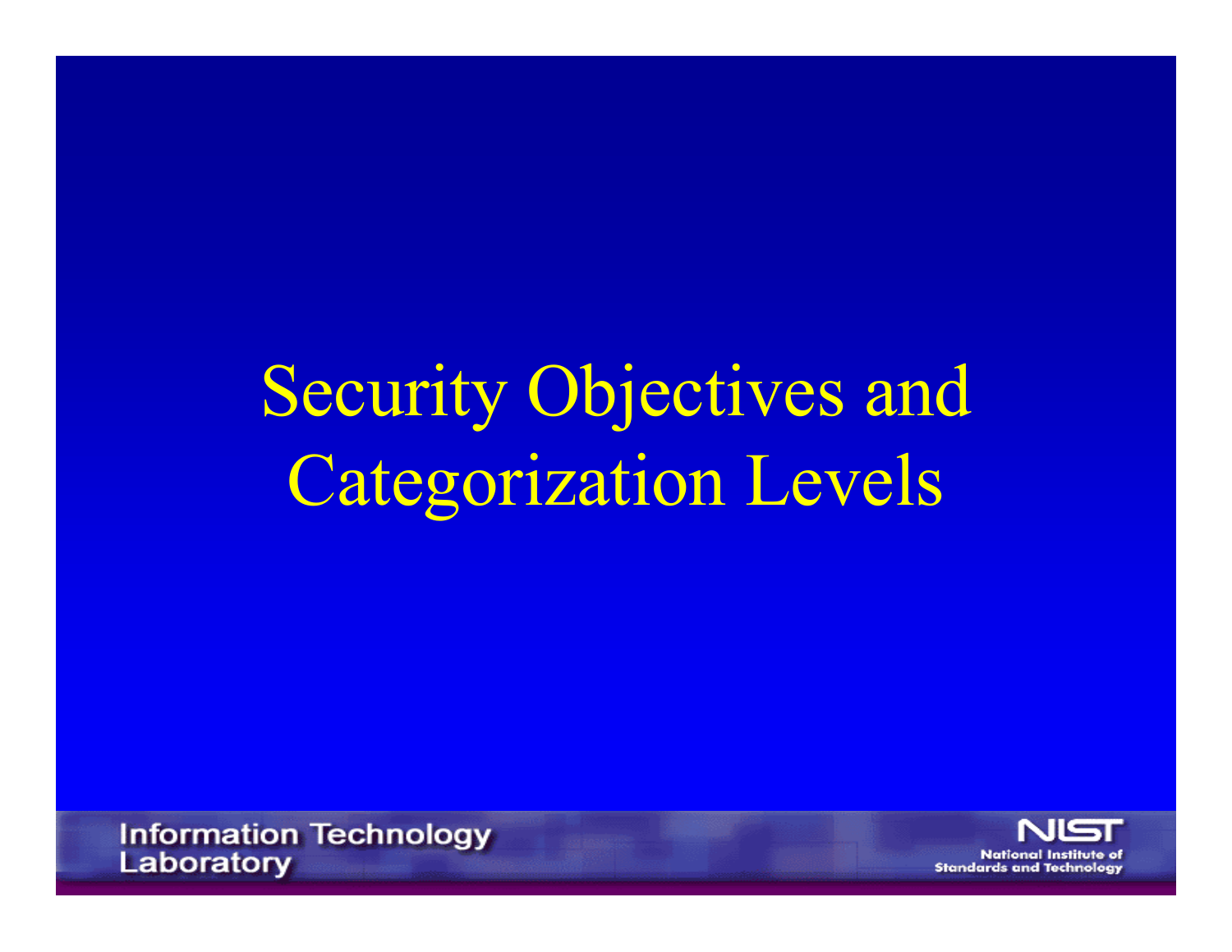# Security Objectives and Categorization Levels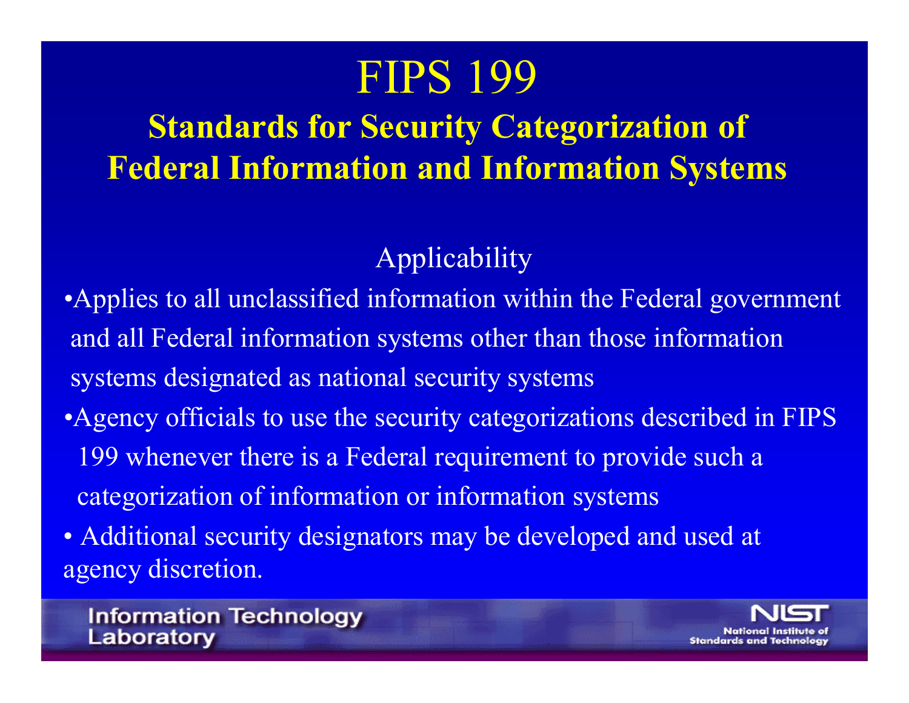# FIPS 199

## Standards for Security Categorization of Federal Information and Information Systems

### Applicability

- Applies to all unclassified information within the Federal government and all Federal information systems other than those information systems designated as national security systems
- Agency officials to use the security categorizations described in FIPS 199 whenever there is a Federal requirement to provide such a categorization of information or information systems
- Additional security designators may be developed and used at agency discretion.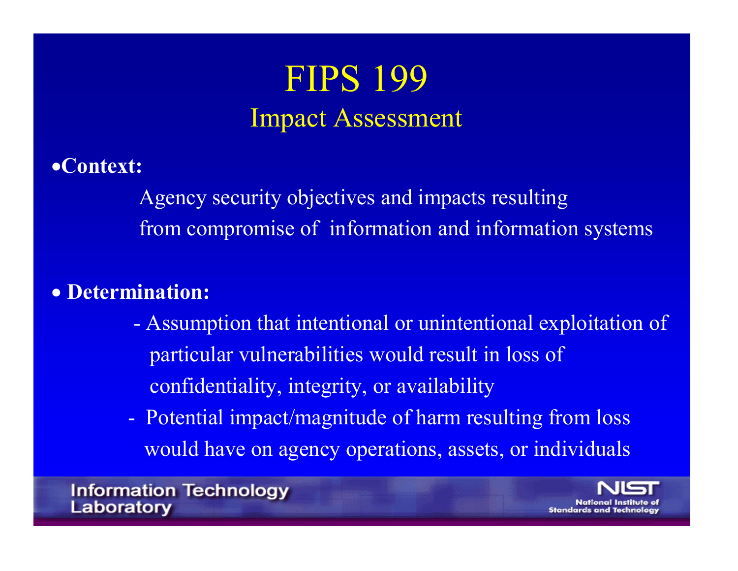# FIPS 199

## Impact Assessment

- **Context:**

  Agency security objectives and impacts resulting from compromise of information and information systems

- **Determination:**
  - Assumption that intentional or unintentional exploitation of particular vulnerabilities would result in loss of confidentiality, integrity, or availability
  - Potential impact/magnitude of harm resulting from loss would have on agency operations, assets, or individuals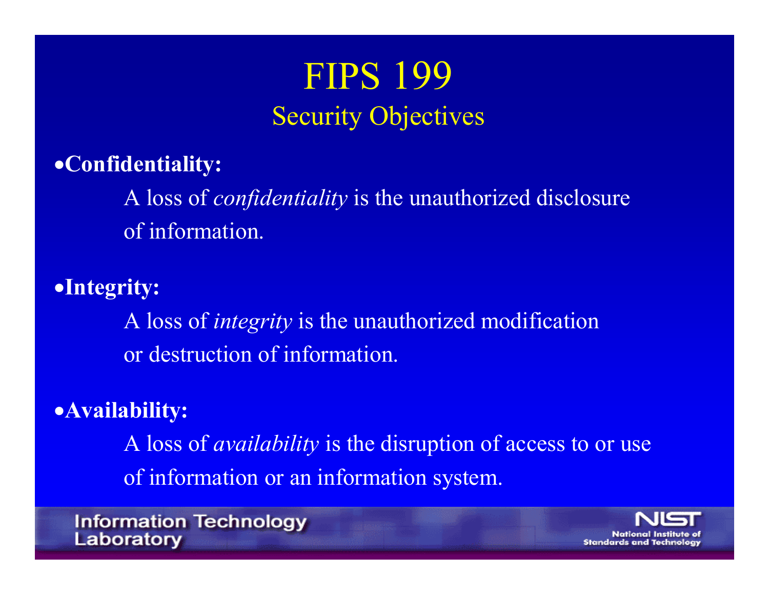# FIPS 199

## Security Objectives

- **Confidentiality:**

  A loss of *confidentiality* is the unauthorized disclosure of information.

- **Integrity:**

  A loss of *integrity* is the unauthorized modification or destruction of information.

- **Availability:**

  A loss of *availability* is the disruption of access to or use of information or an information system.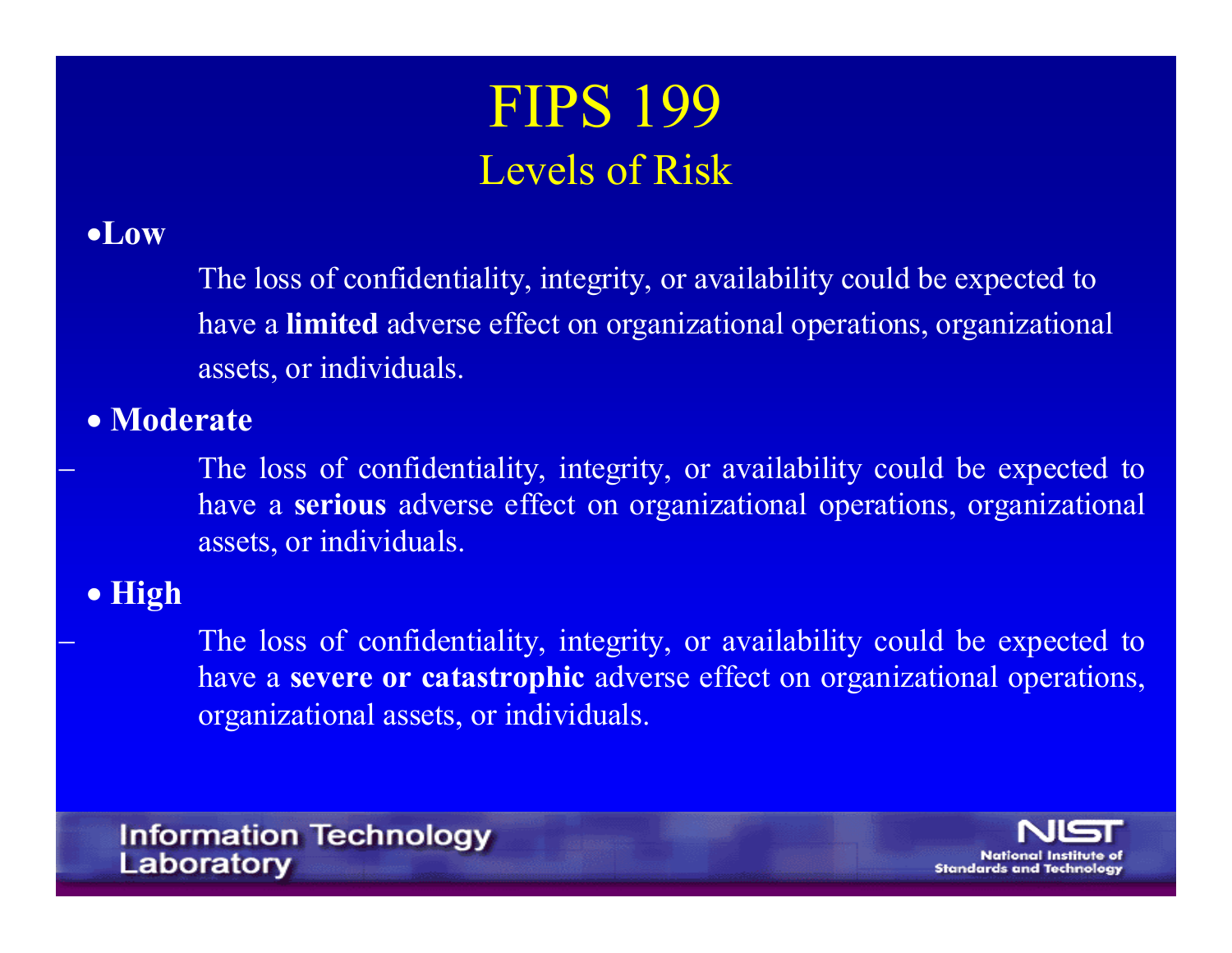# FIPS 199

## Levels of Risk

- **Low**

  The loss of confidentiality, integrity, or availability could be expected to have a **limited** adverse effect on organizational operations, organizational assets, or individuals.

- **Moderate**

  – The loss of confidentiality, integrity, or availability could be expected to have a **serious** adverse effect on organizational operations, organizational assets, or individuals.

- **High**

  – The loss of confidentiality, integrity, or availability could be expected to have a **severe or catastrophic** adverse effect on organizational operations, organizational assets, or individuals.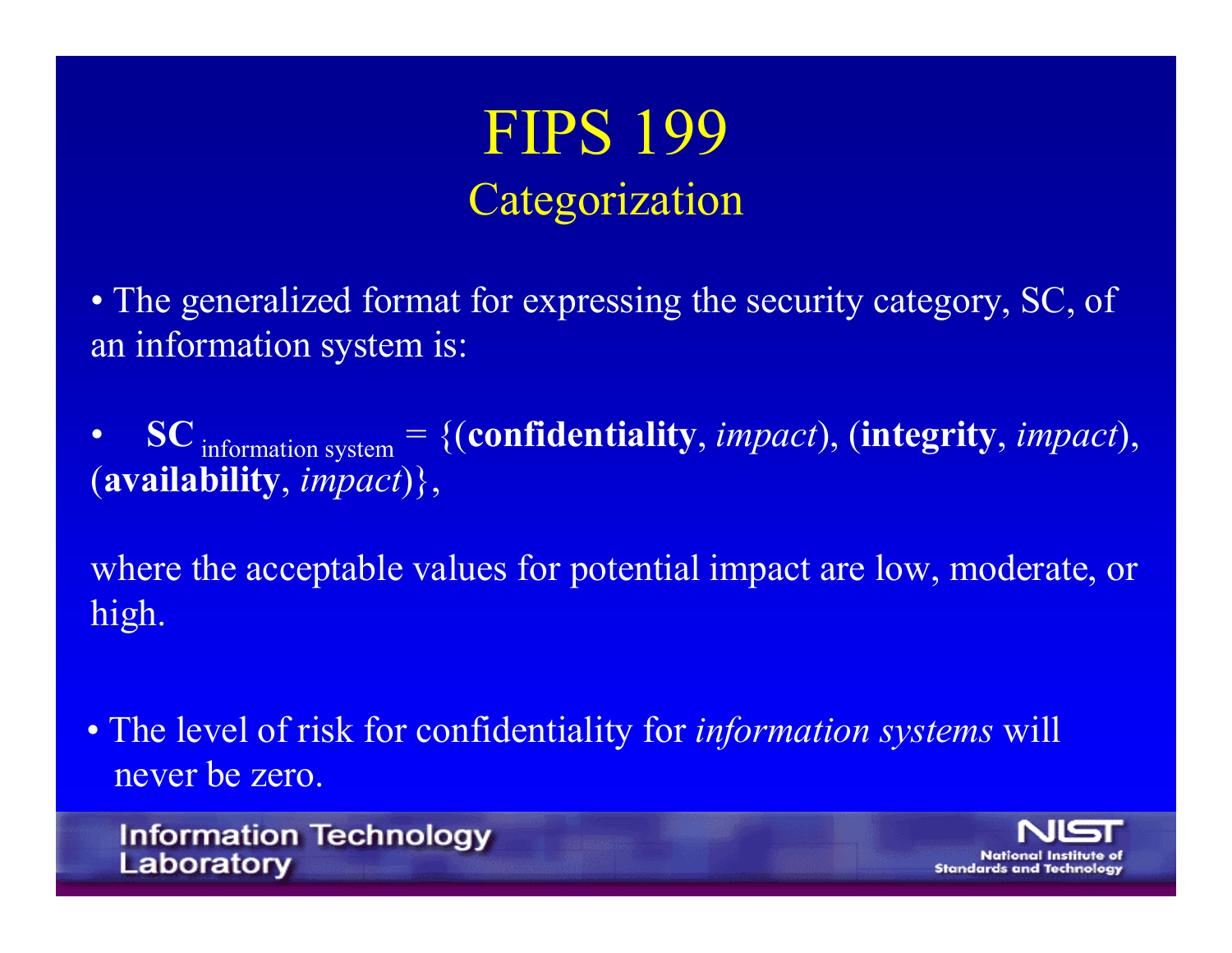# FIPS 199

## Categorization

- The generalized format for expressing the security category, SC, of an information system is:

- **SC** $_{\text{information system}}$ = {(**confidentiality**, *impact*), (**integrity**, *impact*), (**availability**, *impact*)},

where the acceptable values for potential impact are low, moderate, or high.

- The level of risk for confidentiality for *information systems* will never be zero.

Information Technology Laboratory

NIST National Institute of Standards and Technology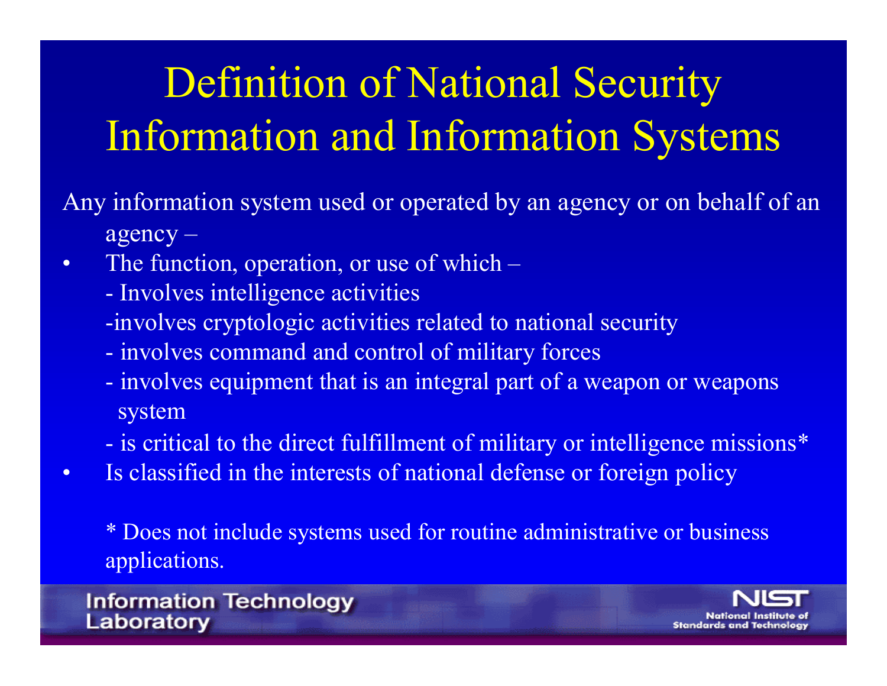# Definition of National Security Information and Information Systems

Any information system used or operated by an agency or on behalf of an agency –

- The function, operation, or use of which –
  - Involves intelligence activities
  - involves cryptologic activities related to national security
  - involves command and control of military forces
  - involves equipment that is an integral part of a weapon or weapons system
  - is critical to the direct fulfillment of military or intelligence missions*
- Is classified in the interests of national defense or foreign policy

\* Does not include systems used for routine administrative or business applications.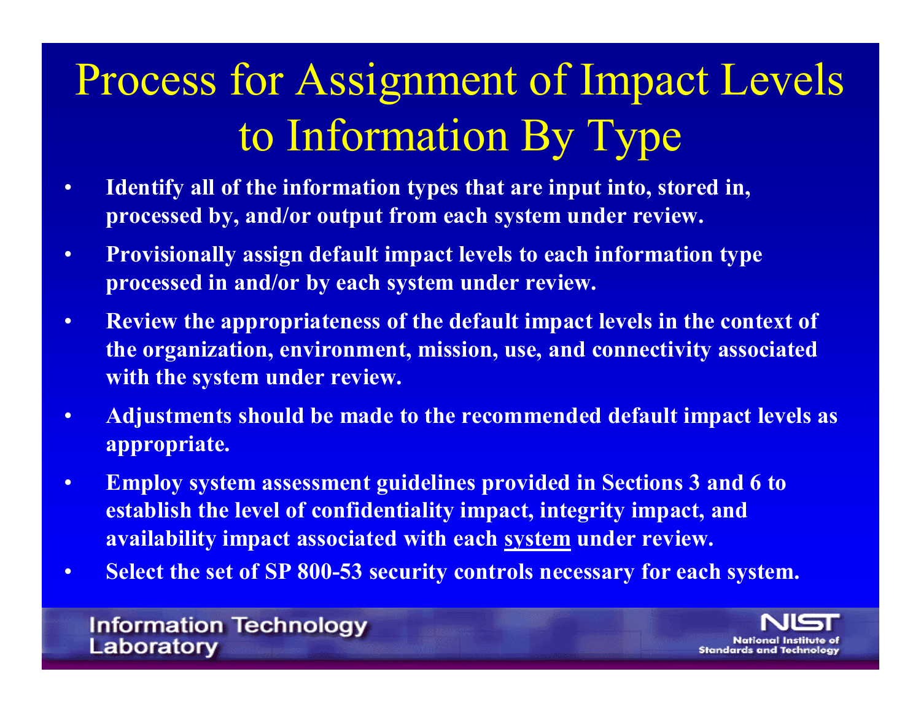# Process for Assignment of Impact Levels to Information By Type

- **Identify all of the information types that are input into, stored in, processed by, and/or output from each system under review.**
- **Provisionally assign default impact levels to each information type processed in and/or by each system under review.**
- **Review the appropriateness of the default impact levels in the context of the organization, environment, mission, use, and connectivity associated with the system under review.**
- **Adjustments should be made to the recommended default impact levels as appropriate.**
- **Employ system assessment guidelines provided in Sections 3 and 6 to establish the level of confidentiality impact, integrity impact, and availability impact associated with each <u>system</u> under review.**
- **Select the set of SP 800-53 security controls necessary for each system.**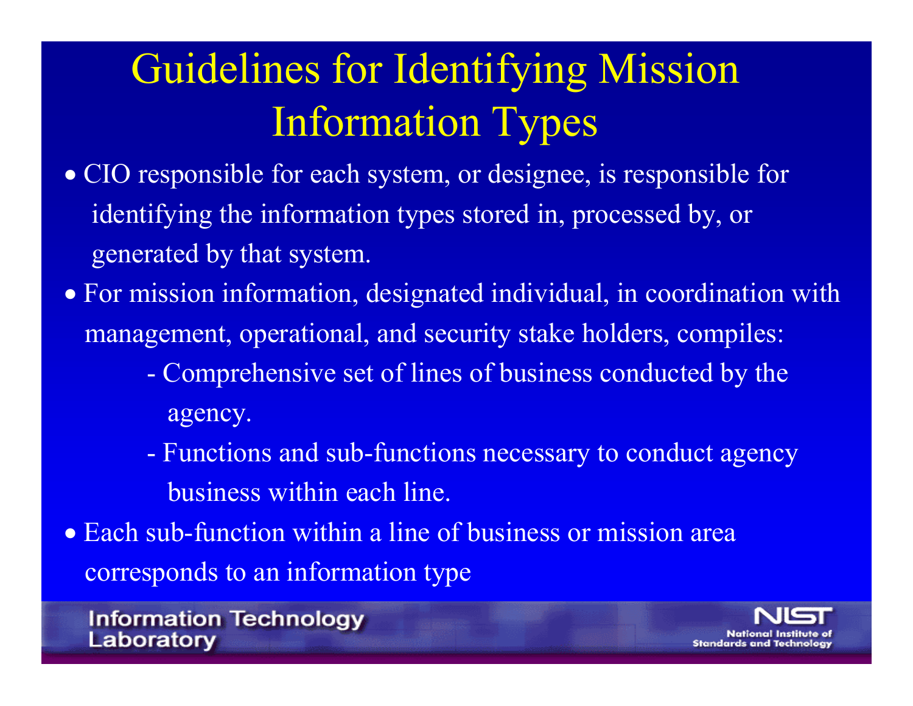# Guidelines for Identifying Mission Information Types

- CIO responsible for each system, or designee, is responsible for identifying the information types stored in, processed by, or generated by that system.
- For mission information, designated individual, in coordination with management, operational, and security stake holders, compiles:
  - Comprehensive set of lines of business conducted by the agency.
  - Functions and sub-functions necessary to conduct agency business within each line.
- Each sub-function within a line of business or mission area corresponds to an information type

Information Technology Laboratory

NIST National Institute of Standards and Technology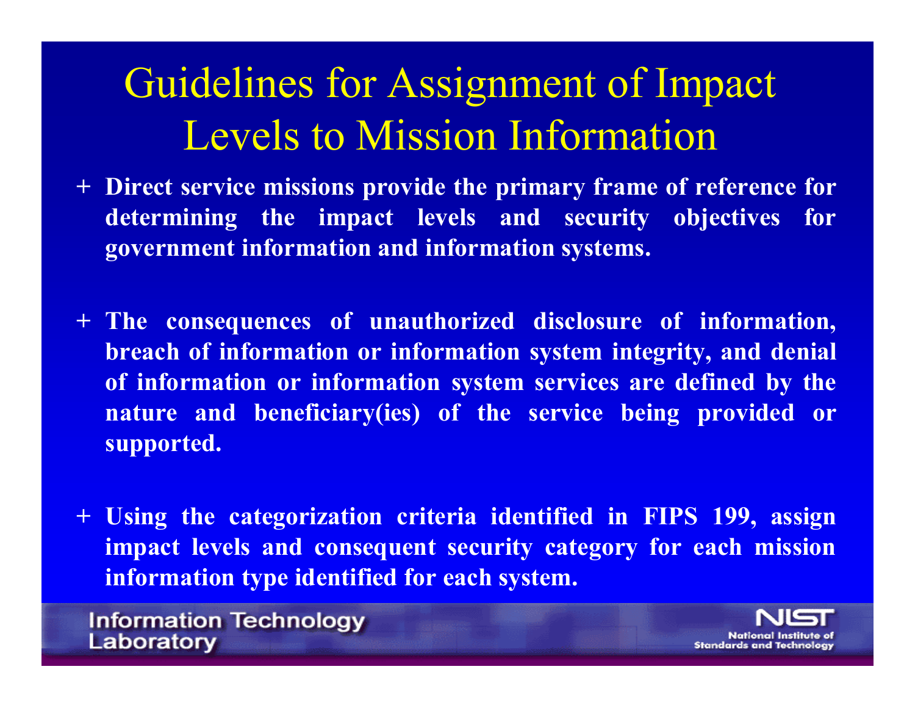# Guidelines for Assignment of Impact Levels to Mission Information

- **Direct service missions provide the primary frame of reference for determining the impact levels and security objectives for government information and information systems.**

- **The consequences of unauthorized disclosure of information, breach of information or information system integrity, and denial of information or information system services are defined by the nature and beneficiary(ies) of the service being provided or supported.**

- **Using the categorization criteria identified in FIPS 199, assign impact levels and consequent security category for each mission information type identified for each system.**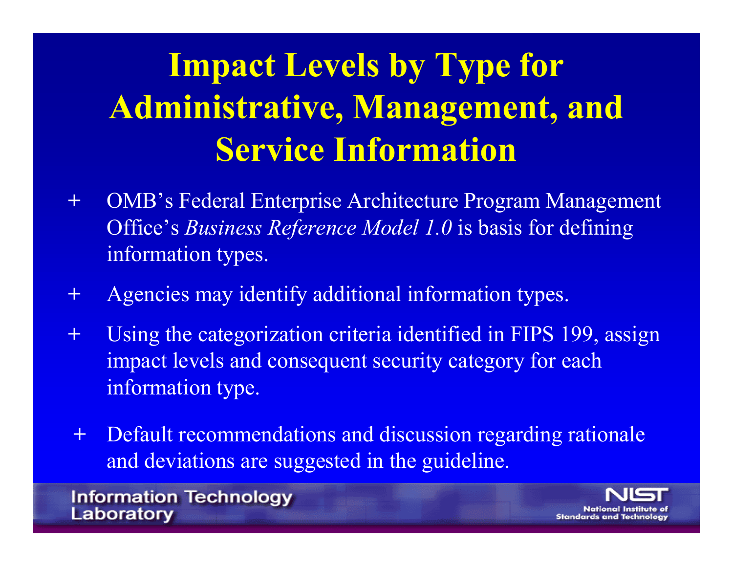# Impact Levels by Type for Administrative, Management, and Service Information

- OMB's Federal Enterprise Architecture Program Management Office's *Business Reference Model 1.0* is basis for defining information types.
- Agencies may identify additional information types.
- Using the categorization criteria identified in FIPS 199, assign impact levels and consequent security category for each information type.
- Default recommendations and discussion regarding rationale and deviations are suggested in the guideline.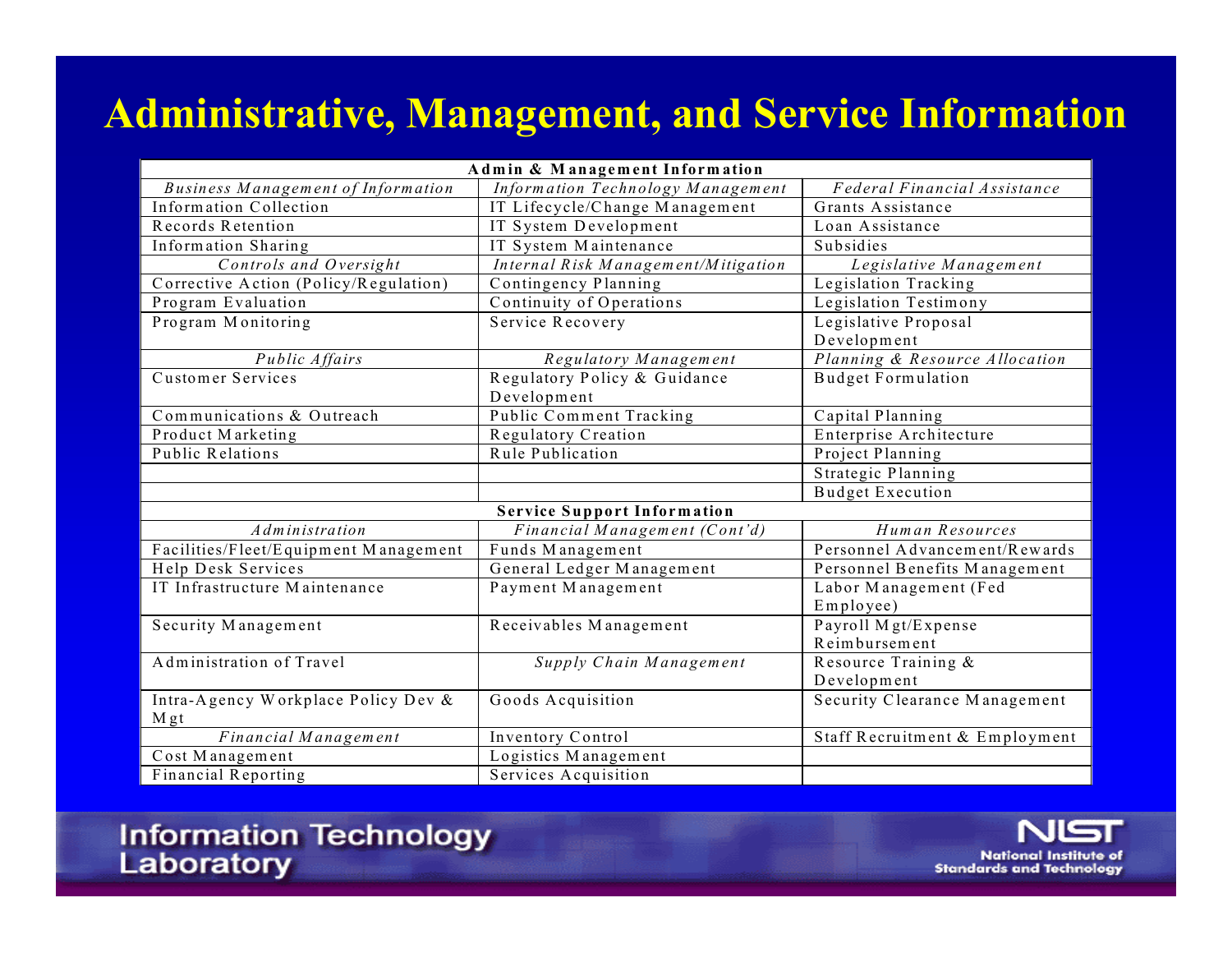# Administrative, Management, and Service Information

| **Admin & Management Information** | | |
|---|---|---|
| *Business Management of Information* | *Information Technology Management* | *Federal Financial Assistance* |
| Information Collection | IT Lifecycle/Change Management | Grants Assistance |
| Records Retention | IT System Development | Loan Assistance |
| Information Sharing | IT System Maintenance | Subsidies |
| *Controls and Oversight* | *Internal Risk Management/Mitigation* | *Legislative Management* |
| Corrective Action (Policy/Regulation) | Contingency Planning | Legislation Tracking |
| Program Evaluation | Continuity of Operations | Legislation Testimony |
| Program Monitoring | Service Recovery | Legislative Proposal Development |
| *Public Affairs* | *Regulatory Management* | *Planning & Resource Allocation* |
| Customer Services | Regulatory Policy & Guidance Development | Budget Formulation |
| Communications & Outreach | Public Comment Tracking | Capital Planning |
| Product Marketing | Regulatory Creation | Enterprise Architecture |
| Public Relations | Rule Publication | Project Planning |
| | | Strategic Planning |
| | | Budget Execution |
| **Service Support Information** | | |
| *Administration* | *Financial Management (Cont'd)* | *Human Resources* |
| Facilities/Fleet/Equipment Management | Funds Management | Personnel Advancement/Rewards |
| Help Desk Services | General Ledger Management | Personnel Benefits Management |
| IT Infrastructure Maintenance | Payment Management | Labor Management (Fed Employee) |
| Security Management | Receivables Management | Payroll Mgt/Expense Reimbursement |
| Administration of Travel | *Supply Chain Management* | Resource Training & Development |
| Intra-Agency Workplace Policy Dev & Mgt | Goods Acquisition | Security Clearance Management |
| *Financial Management* | Inventory Control | Staff Recruitment & Employment |
| Cost Management | Logistics Management | |
| Financial Reporting | Services Acquisition | |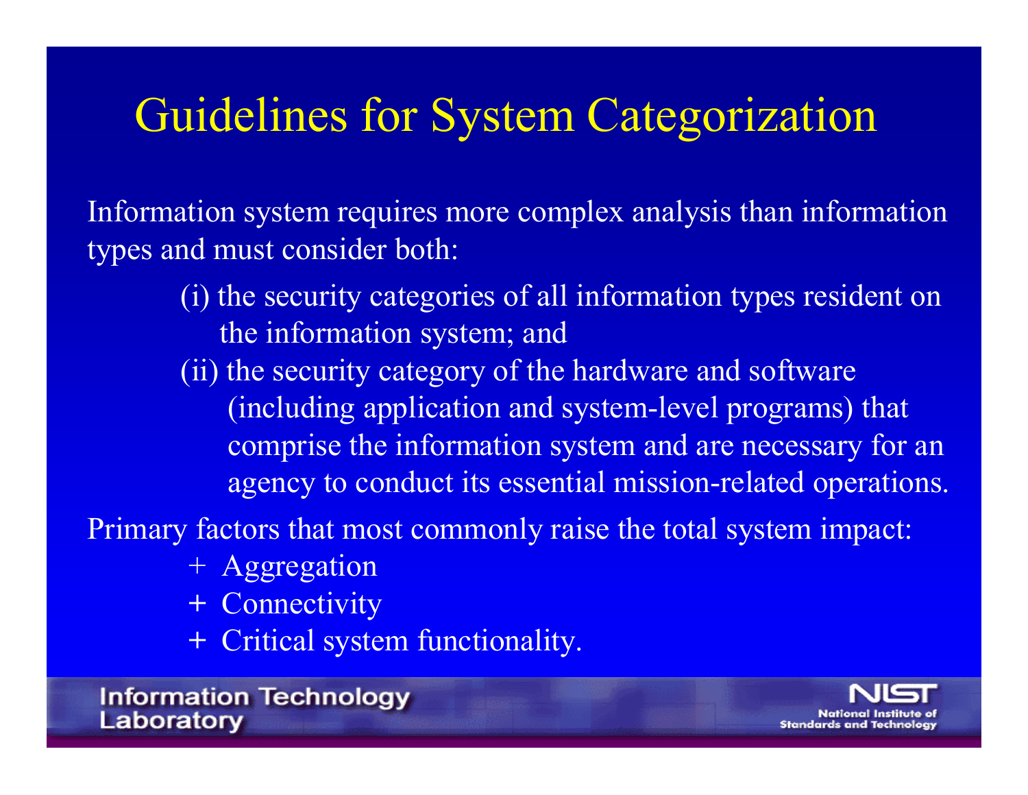# Guidelines for System Categorization

Information system requires more complex analysis than information types and must consider both:

(i) the security categories of all information types resident on the information system; and

(ii) the security category of the hardware and software (including application and system-level programs) that comprise the information system and are necessary for an agency to conduct its essential mission-related operations.

Primary factors that most commonly raise the total system impact:

+ Aggregation
+ Connectivity
+ Critical system functionality.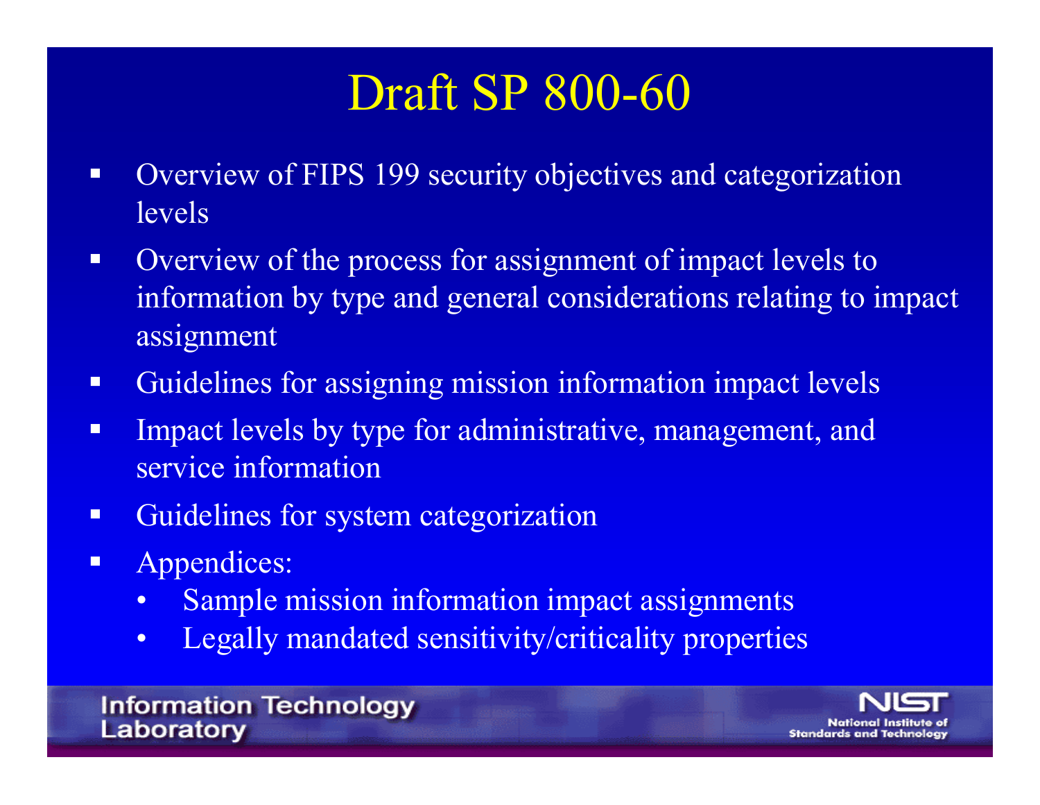# Draft SP 800-60

- Overview of FIPS 199 security objectives and categorization levels
- Overview of the process for assignment of impact levels to information by type and general considerations relating to impact assignment
- Guidelines for assigning mission information impact levels
- Impact levels by type for administrative, management, and service information
- Guidelines for system categorization
- Appendices:
  - Sample mission information impact assignments
  - Legally mandated sensitivity/criticality properties